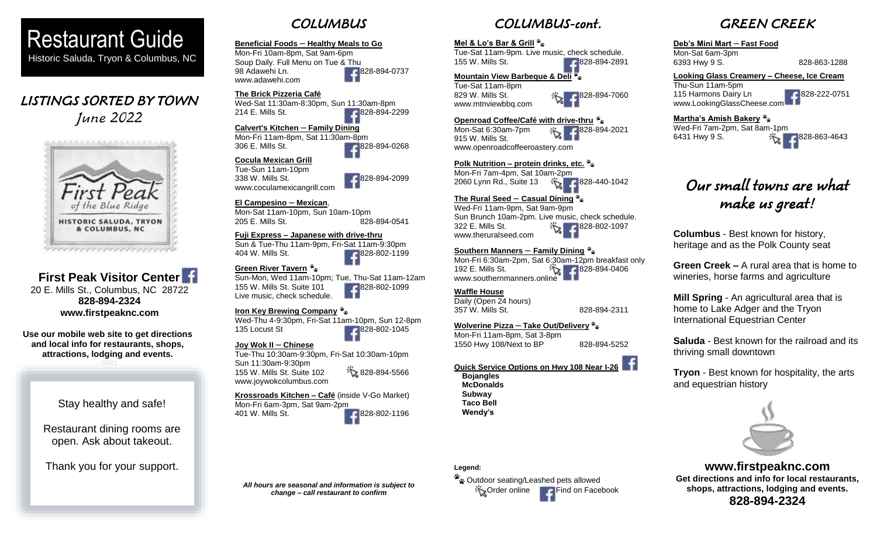# Restaurant Guide

Historic Saluda, Tryon & Columbus, NC

## LISTINGS SORTED BY TOWN

*June 2022*

First Peak of the Blue Ridge
HISTORIC SALUDA, TRYON & COLUMBUS, NC

**First Peak Visitor Center**
20 E. Mills St., Columbus, NC 28722
**828-894-2324**
**www.firstpeaknc.com**

**Use our mobile web site to get directions and local info for restaurants, shops, attractions, lodging and events.**

0601

Stay healthy and safe!

Restaurant dining rooms are open. Ask about takeout.

Thank you for your support.

## COLUMBUS

**Beneficial Foods – Healthy Meals to Go**
Mon-Fri 10am-8pm, Sat 9am-6pm
Soup Daily. Full Menu on Tue & Thu
98 Adawehi Ln. 828-894-0737
www.adawehi.com

**The Brick Pizzeria Café**
Wed-Sat 11:30am-8:30pm, Sun 11:30am-8pm
214 E. Mills St. 828-894-2299

**Calvert's Kitchen – Family Dining**
Mon-Fri 11am-8pm, Sat 11:30am-8pm
306 E. Mills St. 828-894-0268

**Cocula Mexican Grill**
Tue-Sun 11am-10pm
338 W. Mills St. 828-894-2099
www.coculamexicangrill.com

**El Campesino – Mexican**,
Mon-Sat 11am-10pm, Sun 10am-10pm
205 E. Mills St. 828-894-0541

**Fuji Express – Japanese with drive-thru**
Sun & Tue-Thu 11am-9pm, Fri-Sat 11am-9:30pm
404 W. Mills St. 828-802-1199

**Green River Tavern**
Sun-Mon, Wed 11am-10pm; Tue, Thu-Sat 11am-12am
155 W. Mills St. Suite 101 828-802-1099
Live music, check schedule.

**Iron Key Brewing Company**
Wed-Thu 4-9:30pm, Fri-Sat 11am-10pm, Sun 12-8pm
135 Locust St 828-802-1045

**Joy Wok II – Chinese**
Tue-Thu 10:30am-9:30pm, Fri-Sat 10:30am-10pm
Sun 11:30am-9:30pm
155 W. Mills St. Suite 102 828-894-5566
www.joywokcolumbus.com

**Krossroads Kitchen – Café** (inside V-Go Market)
Mon-Fri 6am-3pm, Sat 9am-2pm
401 W. Mills St. 828-802-1196

*All hours are seasonal and information is subject to change – call restaurant to confirm*

## COLUMBUS-cont.

**Mel & Lo's Bar & Grill**
Tue-Sat 11am-9pm. Live music, check schedule.
155 W. Mills St. 828-894-2891

**Mountain View Barbeque & Deli**
Tue-Sat 11am-8pm
829 W. Mills St. 828-894-7060
www.mtnviewbbq.com

**Openroad Coffee/Café with drive-thru**
Mon-Sat 6:30am-7pm 828-894-2021
915 W. Mills St.
www.openroadcoffeeroastery.com

**Polk Nutrition – protein drinks, etc.**
Mon-Fri 7am-4pm, Sat 10am-2pm
2060 Lynn Rd., Suite 13 828-440-1042

**The Rural Seed – Casual Dining**
Wed-Fri 11am-9pm, Sat 9am-9pm
Sun Brunch 10am-2pm. Live music, check schedule.
322 E. Mills St. 828-802-1097
www.theruralseed.com

**Southern Manners – Family Dining**
Mon-Fri 6:30am-2pm, Sat 6:30am-12pm breakfast only
192 E. Mills St. 828-894-0406
www.southernmanners.online

**Waffle House**
Daily (Open 24 hours)
357 W. Mills St. 828-894-2311

**Wolverine Pizza – Take Out/Delivery**
Mon-Fri 11am-8pm, Sat 3-8pm
1550 Hwy 108/Next to BP 828-894-5252

**Quick Service Options on Hwy 108 Near I-26**

- **Bojangles**
- **McDonalds**
- **Subway**
- **Taco Bell**
- **Wendy's**

**Legend:**
Outdoor seating/Leashed pets allowed
Order online
Find on Facebook

## GREEN CREEK

**Deb's Mini Mart – Fast Food**
Mon-Sat 6am-3pm
6393 Hwy 9 S. 828-863-1288

**Looking Glass Creamery – Cheese, Ice Cream**
Thu-Sun 11am-5pm
115 Harmons Dairy Ln 828-222-0751
www.LookingGlassCheese.com

**Martha's Amish Bakery**
Wed-Fri 7am-2pm, Sat 8am-1pm
6431 Hwy 9 S. 828-863-4643

## Our small towns are what make us great!

**Columbus** - Best known for history, heritage and as the Polk County seat

**Green Creek –** A rural area that is home to wineries, horse farms and agriculture

**Mill Spring** - An agricultural area that is home to Lake Adger and the Tryon International Equestrian Center

**Saluda** - Best known for the railroad and its thriving small downtown

**Tryon** - Best known for hospitality, the arts and equestrian history

**www.firstpeaknc.com**
**Get directions and info for local restaurants, shops, attractions, lodging and events.**
**828-894-2324**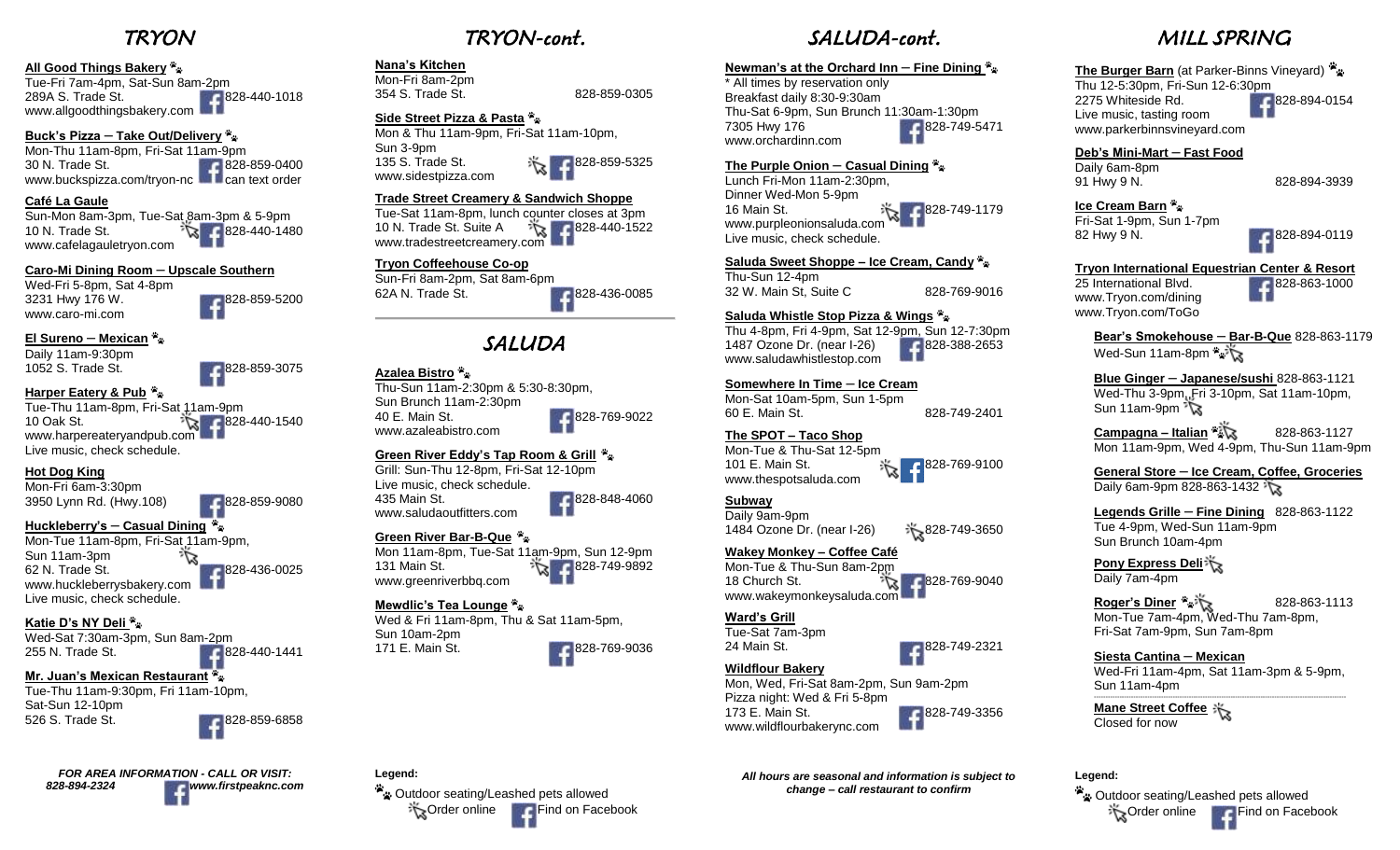# TRYON

**All Good Things Bakery**
Tue-Fri 7am-4pm, Sat-Sun 8am-2pm
289A S. Trade St. 828-440-1018
www.allgoodthingsbakery.com

**Buck's Pizza – Take Out/Delivery**
Mon-Thu 11am-8pm, Fri-Sat 11am-9pm
30 N. Trade St. 828-859-0400
www.buckspizza.com/tryon-nc can text order

**Café La Gaule**
Sun-Mon 8am-3pm, Tue-Sat 8am-3pm & 5-9pm
10 N. Trade St. 828-440-1480
www.cafelagauletryon.com

**Caro-Mi Dining Room – Upscale Southern**
Wed-Fri 5-8pm, Sat 4-8pm
3231 Hwy 176 W. 828-859-5200
www.caro-mi.com

**El Sureno – Mexican**
Daily 11am-9:30pm
1052 S. Trade St. 828-859-3075

**Harper Eatery & Pub**
Tue-Thu 11am-8pm, Fri-Sat 11am-9pm
10 Oak St. 828-440-1540
www.harpereateryandpub.com
Live music, check schedule.

**Hot Dog King**
Mon-Fri 6am-3:30pm
3950 Lynn Rd. (Hwy.108) 828-859-9080

**Huckleberry's – Casual Dining**
Mon-Tue 11am-8pm, Fri-Sat 11am-9pm,
Sun 11am-3pm
62 N. Trade St. 828-436-0025
www.huckleberrysbakery.com
Live music, check schedule.

**Katie D's NY Deli**
Wed-Sat 7:30am-3pm, Sun 8am-2pm
255 N. Trade St. 828-440-1441

**Mr. Juan's Mexican Restaurant**
Tue-Thu 11am-9:30pm, Fri 11am-10pm,
Sat-Sun 12-10pm
526 S. Trade St. 828-859-6858

*FOR AREA INFORMATION - CALL OR VISIT:*
*828-894-2324 www.firstpeaknc.com*

# TRYON-cont.

**Nana's Kitchen**
Mon-Fri 8am-2pm
354 S. Trade St. 828-859-0305

**Side Street Pizza & Pasta**
Mon & Thu 11am-9pm, Fri-Sat 11am-10pm,
Sun 3-9pm
135 S. Trade St. 828-859-5325
www.sidestpizza.com

**Trade Street Creamery & Sandwich Shoppe**
Tue-Sat 11am-8pm, lunch counter closes at 3pm
10 N. Trade St. Suite A 828-440-1522
www.tradestreetcreamery.com

**Tryon Coffeehouse Co-op**
Sun-Fri 8am-2pm, Sat 8am-6pm
62A N. Trade St. 828-436-0085

# SALUDA

**Azalea Bistro**
Thu-Sun 11am-2:30pm & 5:30-8:30pm,
Sun Brunch 11am-2:30pm
40 E. Main St. 828-769-9022
www.azaleabistro.com

**Green River Eddy's Tap Room & Grill**
Grill: Sun-Thu 12-8pm, Fri-Sat 12-10pm
Live music, check schedule.
435 Main St. 828-848-4060
www.saludaoutfitters.com

**Green River Bar-B-Que**
Mon 11am-8pm, Tue-Sat 11am-9pm, Sun 12-9pm
131 Main St. 828-749-9892
www.greenriverbbq.com

**Mewdlic's Tea Lounge**
Wed & Fri 11am-8pm, Thu & Sat 11am-5pm,
Sun 10am-2pm
171 E. Main St. 828-769-9036

**Legend:**
Outdoor seating/Leashed pets allowed
Order online Find on Facebook

# SALUDA-cont.

**Newman's at the Orchard Inn – Fine Dining**
* All times by reservation only
Breakfast daily 8:30-9:30am
Thu-Sat 6-9pm, Sun Brunch 11:30am-1:30pm
7305 Hwy 176 828-749-5471
www.orchardinn.com

**The Purple Onion – Casual Dining**
Lunch Fri-Mon 11am-2:30pm,
Dinner Wed-Mon 5-9pm
16 Main St. 828-749-1179
www.purpleonionsaluda.com
Live music, check schedule.

**Saluda Sweet Shoppe – Ice Cream, Candy**
Thu-Sun 12-4pm
32 W. Main St, Suite C 828-769-9016

**Saluda Whistle Stop Pizza & Wings**
Thu 4-8pm, Fri 4-9pm, Sat 12-9pm, Sun 12-7:30pm
1487 Ozone Dr. (near I-26) 828-388-2653
www.saludawhistlestop.com

**Somewhere In Time – Ice Cream**
Mon-Sat 10am-5pm, Sun 1-5pm
60 E. Main St. 828-749-2401

**The SPOT – Taco Shop**
Mon-Tue & Thu-Sat 12-5pm
101 E. Main St. 828-769-9100
www.thespotsaluda.com

**Subway**
Daily 9am-9pm
1484 Ozone Dr. (near I-26) 828-749-3650

**Wakey Monkey – Coffee Café**
Mon-Tue & Thu-Sun 8am-2pm
18 Church St. 828-769-9040
www.wakeymonkeysaluda.com

**Ward's Grill**
Tue-Sat 7am-3pm
24 Main St. 828-749-2321

**Wildflour Bakery**
Mon, Wed, Fri-Sat 8am-2pm, Sun 9am-2pm
Pizza night: Wed & Fri 5-8pm
173 E. Main St. 828-749-3356
www.wildflourbakerync.com

***All hours are seasonal and information is subject to change – call restaurant to confirm***

# MILL SPRING

**The Burger Barn** (at Parker-Binns Vineyard)
Thu 12-5:30pm, Fri-Sun 12-6:30pm
2275 Whiteside Rd. 828-894-0154
Live music, tasting room
www.parkerbinnsvineyard.com

**Deb's Mini-Mart – Fast Food**
Daily 6am-8pm
91 Hwy 9 N. 828-894-3939

**Ice Cream Barn**
Fri-Sat 1-9pm, Sun 1-7pm
82 Hwy 9 N. 828-894-0119

**Tryon International Equestrian Center & Resort**
25 International Blvd. 828-863-1000
www.Tryon.com/dining
www.Tryon.com/ToGo

**Bear's Smokehouse – Bar-B-Que** 828-863-1179
Wed-Sun 11am-8pm

**Blue Ginger – Japanese/sushi** 828-863-1121
Wed-Thu 3-9pm, Fri 3-10pm, Sat 11am-10pm,
Sun 11am-9pm

**Campagna – Italian** 828-863-1127
Mon 11am-9pm, Wed 4-9pm, Thu-Sun 11am-9pm

**General Store – Ice Cream, Coffee, Groceries**
Daily 6am-9pm 828-863-1432

**Legends Grille – Fine Dining** 828-863-1122
Tue 4-9pm, Wed-Sun 11am-9pm
Sun Brunch 10am-4pm

**Pony Express Deli**
Daily 7am-4pm

**Roger's Diner** 828-863-1113
Mon-Tue 7am-4pm, Wed-Thu 7am-8pm,
Fri-Sat 7am-9pm, Sun 7am-8pm

**Siesta Cantina – Mexican**
Wed-Fri 11am-4pm, Sat 11am-3pm & 5-9pm,
Sun 11am-4pm

**Mane Street Coffee**
Closed for now

**Legend:**
Outdoor seating/Leashed pets allowed
Order online Find on Facebook